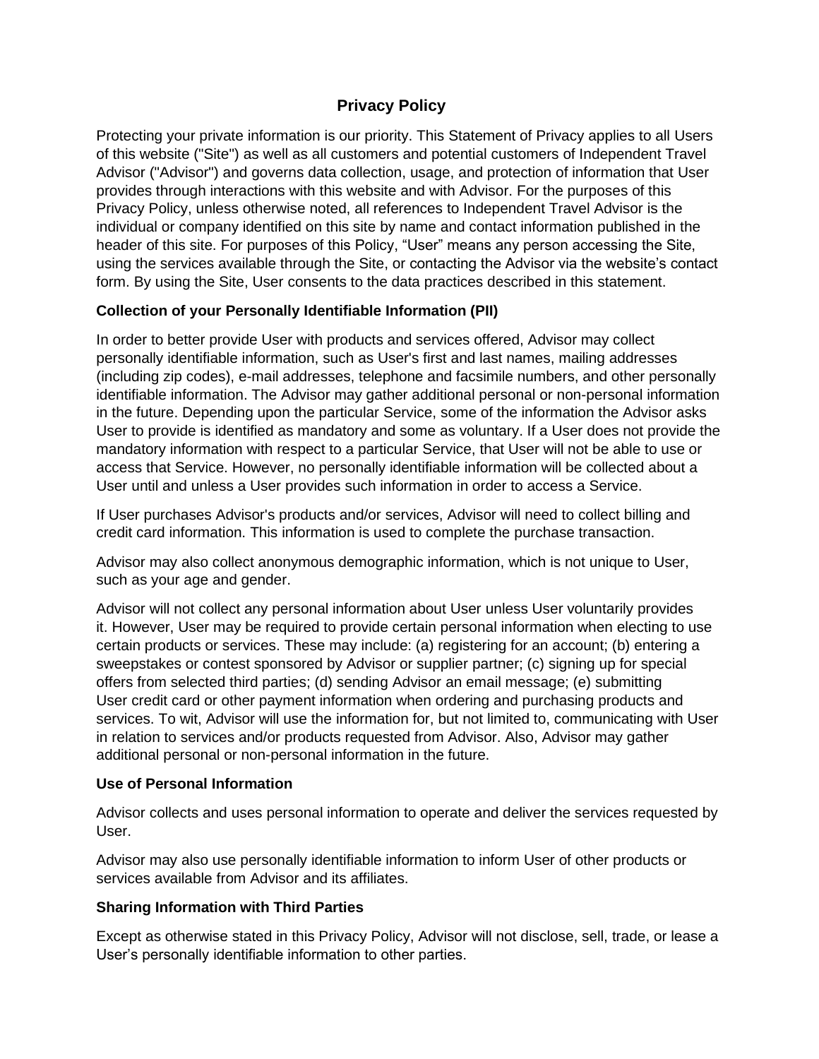# Privacy Policy

Protecting your private information is our priority. This Statement of Privacy applies to all Users of this website ("Site") as well as all customers and potential customers of Independent Travel Advisor ("Advisor") and governs data collection, usage, and protection of information that User provides through interactions with this website and with Advisor. For the purposes of this Privacy Policy, unless otherwise noted, all references to Independent Travel Advisor is the individual or company identified on this site by name and contact information published in the header of this site. For purposes of this Policy, "User" means any person accessing the Site, using the services available through the Site, or contacting the Advisor via the website's contact form. By using the Site, User consents to the data practices described in this statement.

**Collection of your Personally Identifiable Information (PII)**

In order to better provide User with products and services offered, Advisor may collect personally identifiable information, such as User's first and last names, mailing addresses (including zip codes), e-mail addresses, telephone and facsimile numbers, and other personally identifiable information. The Advisor may gather additional personal or non-personal information in the future. Depending upon the particular Service, some of the information the Advisor asks User to provide is identified as mandatory and some as voluntary. If a User does not provide the mandatory information with respect to a particular Service, that User will not be able to use or access that Service. However, no personally identifiable information will be collected about a User until and unless a User provides such information in order to access a Service.

If User purchases Advisor's products and/or services, Advisor will need to collect billing and credit card information. This information is used to complete the purchase transaction.

Advisor may also collect anonymous demographic information, which is not unique to User, such as your age and gender.

Advisor will not collect any personal information about User unless User voluntarily provides it. However, User may be required to provide certain personal information when electing to use certain products or services. These may include: (a) registering for an account; (b) entering a sweepstakes or contest sponsored by Advisor or supplier partner; (c) signing up for special offers from selected third parties; (d) sending Advisor an email message; (e) submitting User credit card or other payment information when ordering and purchasing products and services. To wit, Advisor will use the information for, but not limited to, communicating with User in relation to services and/or products requested from Advisor. Also, Advisor may gather additional personal or non-personal information in the future.

**Use of Personal Information**

Advisor collects and uses personal information to operate and deliver the services requested by User.

Advisor may also use personally identifiable information to inform User of other products or services available from Advisor and its affiliates.

**Sharing Information with Third Parties**

Except as otherwise stated in this Privacy Policy, Advisor will not disclose, sell, trade, or lease a User's personally identifiable information to other parties.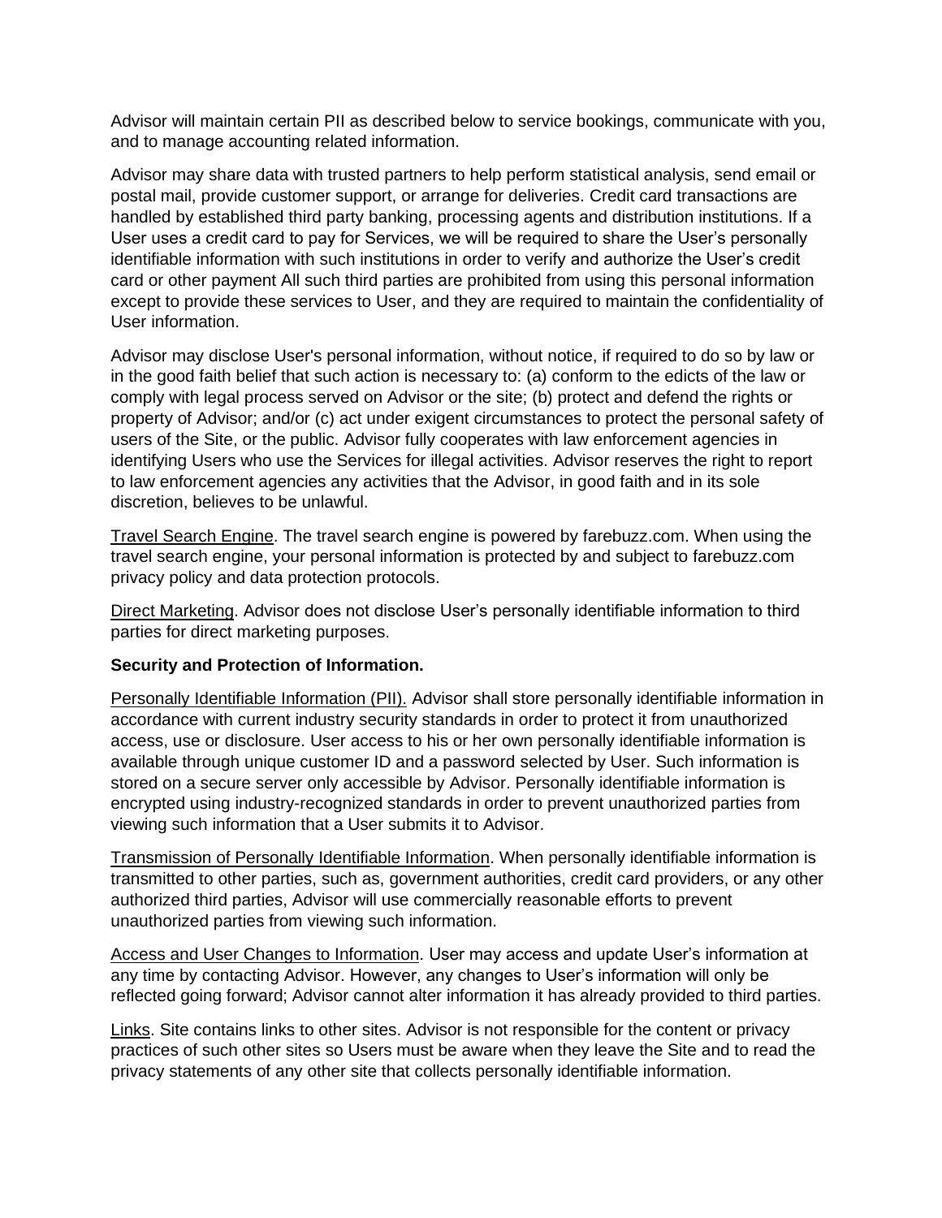Advisor will maintain certain PII as described below to service bookings, communicate with you, and to manage accounting related information.

Advisor may share data with trusted partners to help perform statistical analysis, send email or postal mail, provide customer support, or arrange for deliveries. Credit card transactions are handled by established third party banking, processing agents and distribution institutions. If a User uses a credit card to pay for Services, we will be required to share the User's personally identifiable information with such institutions in order to verify and authorize the User's credit card or other payment All such third parties are prohibited from using this personal information except to provide these services to User, and they are required to maintain the confidentiality of User information.

Advisor may disclose User's personal information, without notice, if required to do so by law or in the good faith belief that such action is necessary to: (a) conform to the edicts of the law or comply with legal process served on Advisor or the site; (b) protect and defend the rights or property of Advisor; and/or (c) act under exigent circumstances to protect the personal safety of users of the Site, or the public. Advisor fully cooperates with law enforcement agencies in identifying Users who use the Services for illegal activities. Advisor reserves the right to report to law enforcement agencies any activities that the Advisor, in good faith and in its sole discretion, believes to be unlawful.

<u>Travel Search Engine</u>. The travel search engine is powered by farebuzz.com. When using the travel search engine, your personal information is protected by and subject to farebuzz.com privacy policy and data protection protocols.

<u>Direct Marketing</u>. Advisor does not disclose User's personally identifiable information to third parties for direct marketing purposes.

**Security and Protection of Information.**

<u>Personally Identifiable Information (PII).</u> Advisor shall store personally identifiable information in accordance with current industry security standards in order to protect it from unauthorized access, use or disclosure. User access to his or her own personally identifiable information is available through unique customer ID and a password selected by User. Such information is stored on a secure server only accessible by Advisor. Personally identifiable information is encrypted using industry-recognized standards in order to prevent unauthorized parties from viewing such information that a User submits it to Advisor.

<u>Transmission of Personally Identifiable Information</u>. When personally identifiable information is transmitted to other parties, such as, government authorities, credit card providers, or any other authorized third parties, Advisor will use commercially reasonable efforts to prevent unauthorized parties from viewing such information.

<u>Access and User Changes to Information</u>. User may access and update User's information at any time by contacting Advisor. However, any changes to User's information will only be reflected going forward; Advisor cannot alter information it has already provided to third parties.

<u>Links</u>. Site contains links to other sites. Advisor is not responsible for the content or privacy practices of such other sites so Users must be aware when they leave the Site and to read the privacy statements of any other site that collects personally identifiable information.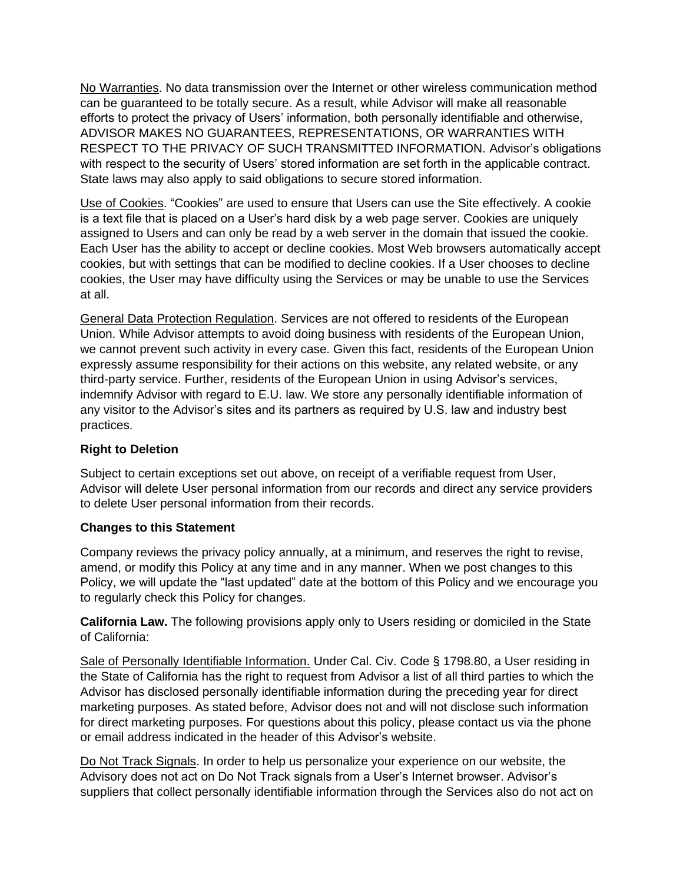No Warranties. No data transmission over the Internet or other wireless communication method can be guaranteed to be totally secure. As a result, while Advisor will make all reasonable efforts to protect the privacy of Users' information, both personally identifiable and otherwise, ADVISOR MAKES NO GUARANTEES, REPRESENTATIONS, OR WARRANTIES WITH RESPECT TO THE PRIVACY OF SUCH TRANSMITTED INFORMATION. Advisor's obligations with respect to the security of Users' stored information are set forth in the applicable contract. State laws may also apply to said obligations to secure stored information.

Use of Cookies. "Cookies" are used to ensure that Users can use the Site effectively. A cookie is a text file that is placed on a User's hard disk by a web page server. Cookies are uniquely assigned to Users and can only be read by a web server in the domain that issued the cookie. Each User has the ability to accept or decline cookies. Most Web browsers automatically accept cookies, but with settings that can be modified to decline cookies. If a User chooses to decline cookies, the User may have difficulty using the Services or may be unable to use the Services at all.

General Data Protection Regulation. Services are not offered to residents of the European Union. While Advisor attempts to avoid doing business with residents of the European Union, we cannot prevent such activity in every case. Given this fact, residents of the European Union expressly assume responsibility for their actions on this website, any related website, or any third-party service. Further, residents of the European Union in using Advisor's services, indemnify Advisor with regard to E.U. law. We store any personally identifiable information of any visitor to the Advisor's sites and its partners as required by U.S. law and industry best practices.

**Right to Deletion**

Subject to certain exceptions set out above, on receipt of a verifiable request from User, Advisor will delete User personal information from our records and direct any service providers to delete User personal information from their records.

**Changes to this Statement**

Company reviews the privacy policy annually, at a minimum, and reserves the right to revise, amend, or modify this Policy at any time and in any manner. When we post changes to this Policy, we will update the "last updated" date at the bottom of this Policy and we encourage you to regularly check this Policy for changes.

**California Law.** The following provisions apply only to Users residing or domiciled in the State of California:

Sale of Personally Identifiable Information. Under Cal. Civ. Code § 1798.80, a User residing in the State of California has the right to request from Advisor a list of all third parties to which the Advisor has disclosed personally identifiable information during the preceding year for direct marketing purposes. As stated before, Advisor does not and will not disclose such information for direct marketing purposes. For questions about this policy, please contact us via the phone or email address indicated in the header of this Advisor's website.

Do Not Track Signals. In order to help us personalize your experience on our website, the Advisory does not act on Do Not Track signals from a User's Internet browser. Advisor's suppliers that collect personally identifiable information through the Services also do not act on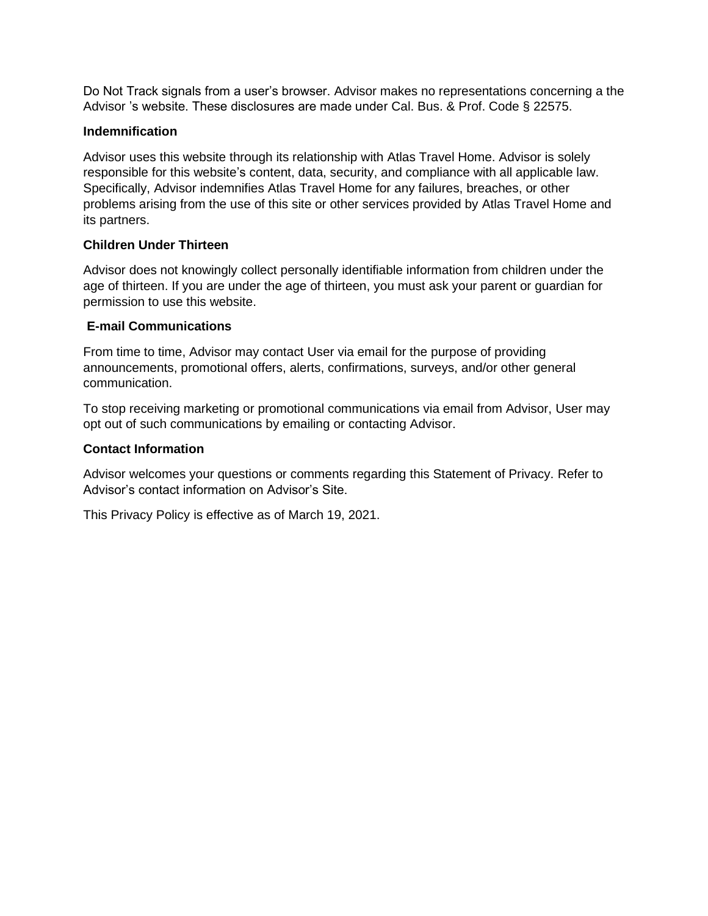Do Not Track signals from a user's browser. Advisor makes no representations concerning a the Advisor 's website. These disclosures are made under Cal. Bus. & Prof. Code § 22575.

**Indemnification**

Advisor uses this website through its relationship with Atlas Travel Home. Advisor is solely responsible for this website's content, data, security, and compliance with all applicable law. Specifically, Advisor indemnifies Atlas Travel Home for any failures, breaches, or other problems arising from the use of this site or other services provided by Atlas Travel Home and its partners.

**Children Under Thirteen**

Advisor does not knowingly collect personally identifiable information from children under the age of thirteen. If you are under the age of thirteen, you must ask your parent or guardian for permission to use this website.

**E-mail Communications**

From time to time, Advisor may contact User via email for the purpose of providing announcements, promotional offers, alerts, confirmations, surveys, and/or other general communication.

To stop receiving marketing or promotional communications via email from Advisor, User may opt out of such communications by emailing or contacting Advisor.

**Contact Information**

Advisor welcomes your questions or comments regarding this Statement of Privacy. Refer to Advisor's contact information on Advisor's Site.

This Privacy Policy is effective as of March 19, 2021.